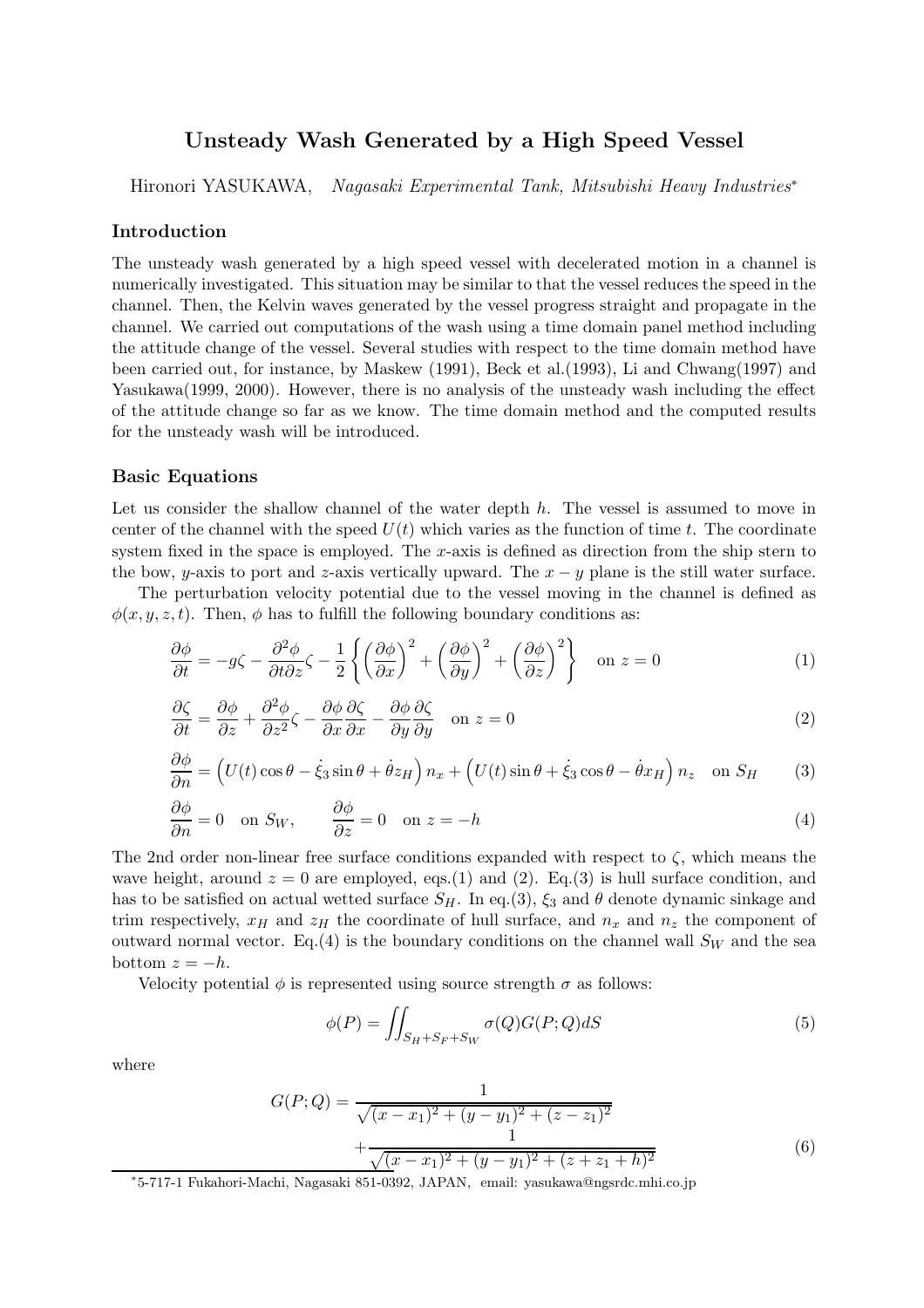# Unsteady Wash Generated by a High Speed Vessel

Hironori YASUKAWA, *Nagasaki Experimental Tank, Mitsubishi Heavy Industries*[*]

## Introduction

The unsteady wash generated by a high speed vessel with decelerated motion in a channel is numerically investigated. This situation may be similar to that the vessel reduces the speed in the channel. Then, the Kelvin waves generated by the vessel progress straight and propagate in the channel. We carried out computations of the wash using a time domain panel method including the attitude change of the vessel. Several studies with respect to the time domain method have been carried out, for instance, by Maskew (1991), Beck et al.(1993), Li and Chwang(1997) and Yasukawa(1999, 2000). However, there is no analysis of the unsteady wash including the effect of the attitude change so far as we know. The time domain method and the computed results for the unsteady wash will be introduced.

## Basic Equations

Let us consider the shallow channel of the water depth $h$. The vessel is assumed to move in center of the channel with the speed $U(t)$ which varies as the function of time $t$. The coordinate system fixed in the space is employed. The $x$-axis is defined as direction from the ship stern to the bow, $y$-axis to port and $z$-axis vertically upward. The $x-y$ plane is the still water surface.

The perturbation velocity potential due to the vessel moving in the channel is defined as $\phi(x, y, z, t)$. Then, $\phi$ has to fulfill the following boundary conditions as:

$$\frac{\partial \phi}{\partial t} = -g\zeta - \frac{\partial^2 \phi}{\partial t \partial z}\zeta - \frac{1}{2}\left\{\left(\frac{\partial \phi}{\partial x}\right)^2 + \left(\frac{\partial \phi}{\partial y}\right)^2 + \left(\frac{\partial \phi}{\partial z}\right)^2\right\} \quad \text{on } z = 0 \tag{1}$$

$$\frac{\partial \zeta}{\partial t} = \frac{\partial \phi}{\partial z} + \frac{\partial^2 \phi}{\partial z^2}\zeta - \frac{\partial \phi}{\partial x}\frac{\partial \zeta}{\partial x} - \frac{\partial \phi}{\partial y}\frac{\partial \zeta}{\partial y} \quad \text{on } z = 0 \tag{2}$$

$$\frac{\partial \phi}{\partial n} = \left(U(t)\cos\theta - \dot{\xi}_3 \sin\theta + \dot{\theta} z_H\right) n_x + \left(U(t)\sin\theta + \dot{\xi}_3\cos\theta - \dot{\theta} x_H\right) n_z \quad \text{on } S_H \tag{3}$$

$$\frac{\partial \phi}{\partial n} = 0 \quad \text{on } S_W, \qquad \frac{\partial \phi}{\partial z} = 0 \quad \text{on } z = -h \tag{4}$$

The 2nd order non-linear free surface conditions expanded with respect to $\zeta$, which means the wave height, around $z = 0$ are employed, eqs.(1) and (2). Eq.(3) is hull surface condition, and has to be satisfied on actual wetted surface $S_H$. In eq.(3), $\xi_3$ and $\theta$ denote dynamic sinkage and trim respectively, $x_H$ and $z_H$ the coordinate of hull surface, and $n_x$ and $n_z$ the component of outward normal vector. Eq.(4) is the boundary conditions on the channel wall $S_W$ and the sea bottom $z = -h$.

Velocity potential $\phi$ is represented using source strength $\sigma$ as follows:

$$\phi(P) = \iint_{S_H + S_F + S_W} \sigma(Q) G(P;Q) dS \tag{5}$$

where

$$G(P;Q) = \frac{1}{\sqrt{(x-x_1)^2 + (y-y_1)^2 + (z-z_1)^2}} + \frac{1}{\sqrt{(x-x_1)^2 + (y-y_1)^2 + (z+z_1+h)^2}} \tag{6}$$

[*] 5-717-1 Fukahori-Machi, Nagasaki 851-0392, JAPAN, email: yasukawa@ngsrdc.mhi.co.jp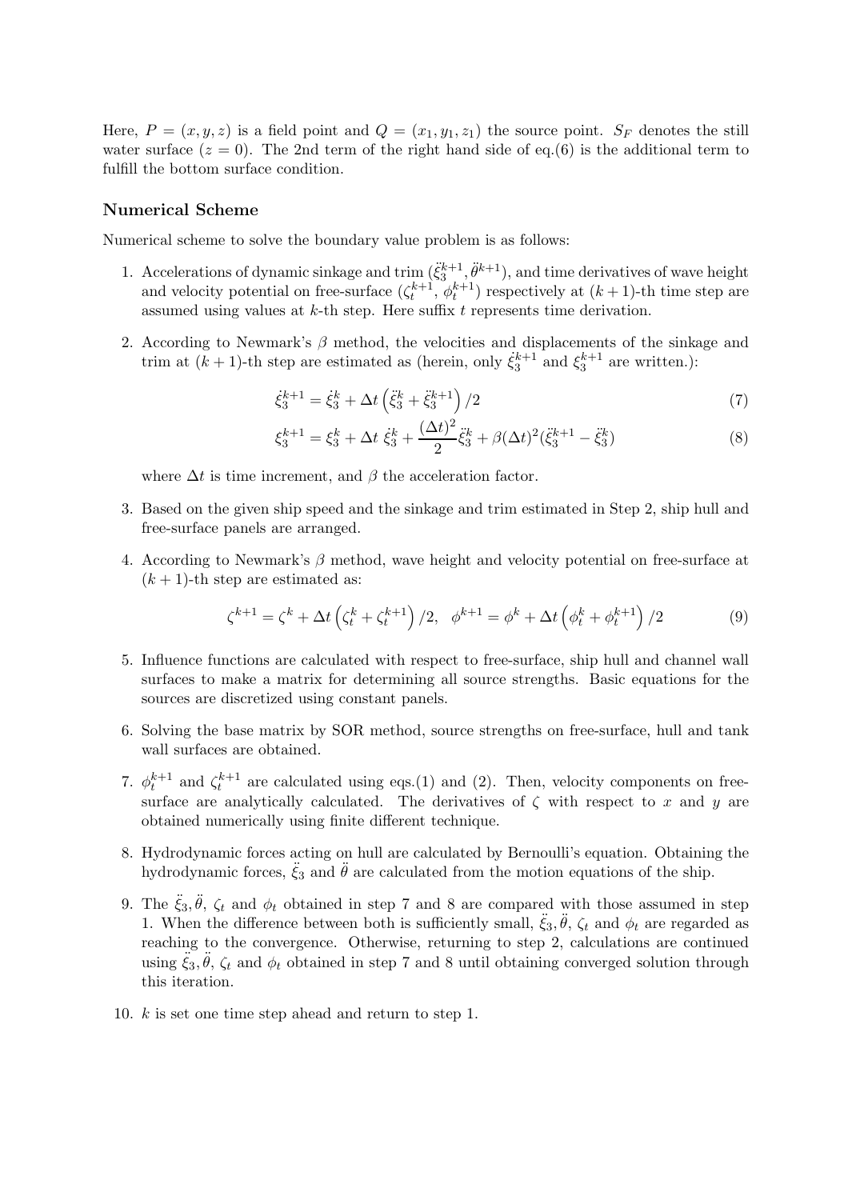Here, $P = (x, y, z)$ is a field point and $Q = (x_1, y_1, z_1)$ the source point. $S_F$ denotes the still water surface ($z = 0$). The 2nd term of the right hand side of eq.(6) is the additional term to fulfill the bottom surface condition.

### Numerical Scheme

Numerical scheme to solve the boundary value problem is as follows:

1. Accelerations of dynamic sinkage and trim ($\ddot{\xi}_3^{k+1}, \ddot{\theta}^{k+1}$), and time derivatives of wave height and velocity potential on free-surface ($\zeta_t^{k+1}$, $\phi_t^{k+1}$) respectively at $(k+1)$-th time step are assumed using values at $k$-th step. Here suffix $t$ represents time derivation.

2. According to Newmark's $\beta$ method, the velocities and displacements of the sinkage and trim at $(k+1)$-th step are estimated as (herein, only $\dot{\xi}_3^{k+1}$ and $\xi_3^{k+1}$ are written.):

$$\dot{\xi}_3^{k+1} = \dot{\xi}_3^k + \Delta t \left( \ddot{\xi}_3^k + \ddot{\xi}_3^{k+1} \right) / 2 \tag{7}$$

$$\xi_3^{k+1} = \xi_3^k + \Delta t \ \dot{\xi}_3^k + \frac{(\Delta t)^2}{2} \ddot{\xi}_3^k + \beta (\Delta t)^2 (\ddot{\xi}_3^{k+1} - \ddot{\xi}_3^k) \tag{8}$$

   where $\Delta t$ is time increment, and $\beta$ the acceleration factor.

3. Based on the given ship speed and the sinkage and trim estimated in Step 2, ship hull and free-surface panels are arranged.

4. According to Newmark's $\beta$ method, wave height and velocity potential on free-surface at $(k+1)$-th step are estimated as:

$$\zeta^{k+1} = \zeta^k + \Delta t \left( \zeta_t^k + \zeta_t^{k+1} \right) / 2, \quad \phi^{k+1} = \phi^k + \Delta t \left( \phi_t^k + \phi_t^{k+1} \right) / 2 \tag{9}$$

5. Influence functions are calculated with respect to free-surface, ship hull and channel wall surfaces to make a matrix for determining all source strengths. Basic equations for the sources are discretized using constant panels.

6. Solving the base matrix by SOR method, source strengths on free-surface, hull and tank wall surfaces are obtained.

7. $\phi_t^{k+1}$ and $\zeta_t^{k+1}$ are calculated using eqs.(1) and (2). Then, velocity components on free-surface are analytically calculated. The derivatives of $\zeta$ with respect to $x$ and $y$ are obtained numerically using finite different technique.

8. Hydrodynamic forces acting on hull are calculated by Bernoulli's equation. Obtaining the hydrodynamic forces, $\ddot{\xi}_3$ and $\ddot{\theta}$ are calculated from the motion equations of the ship.

9. The $\ddot{\xi}_3, \ddot{\theta}$, $\zeta_t$ and $\phi_t$ obtained in step 7 and 8 are compared with those assumed in step 1. When the difference between both is sufficiently small, $\ddot{\xi}_3, \ddot{\theta}$, $\zeta_t$ and $\phi_t$ are regarded as reaching to the convergence. Otherwise, returning to step 2, calculations are continued using $\ddot{\xi}_3, \ddot{\theta}$, $\zeta_t$ and $\phi_t$ obtained in step 7 and 8 until obtaining converged solution through this iteration.

10. $k$ is set one time step ahead and return to step 1.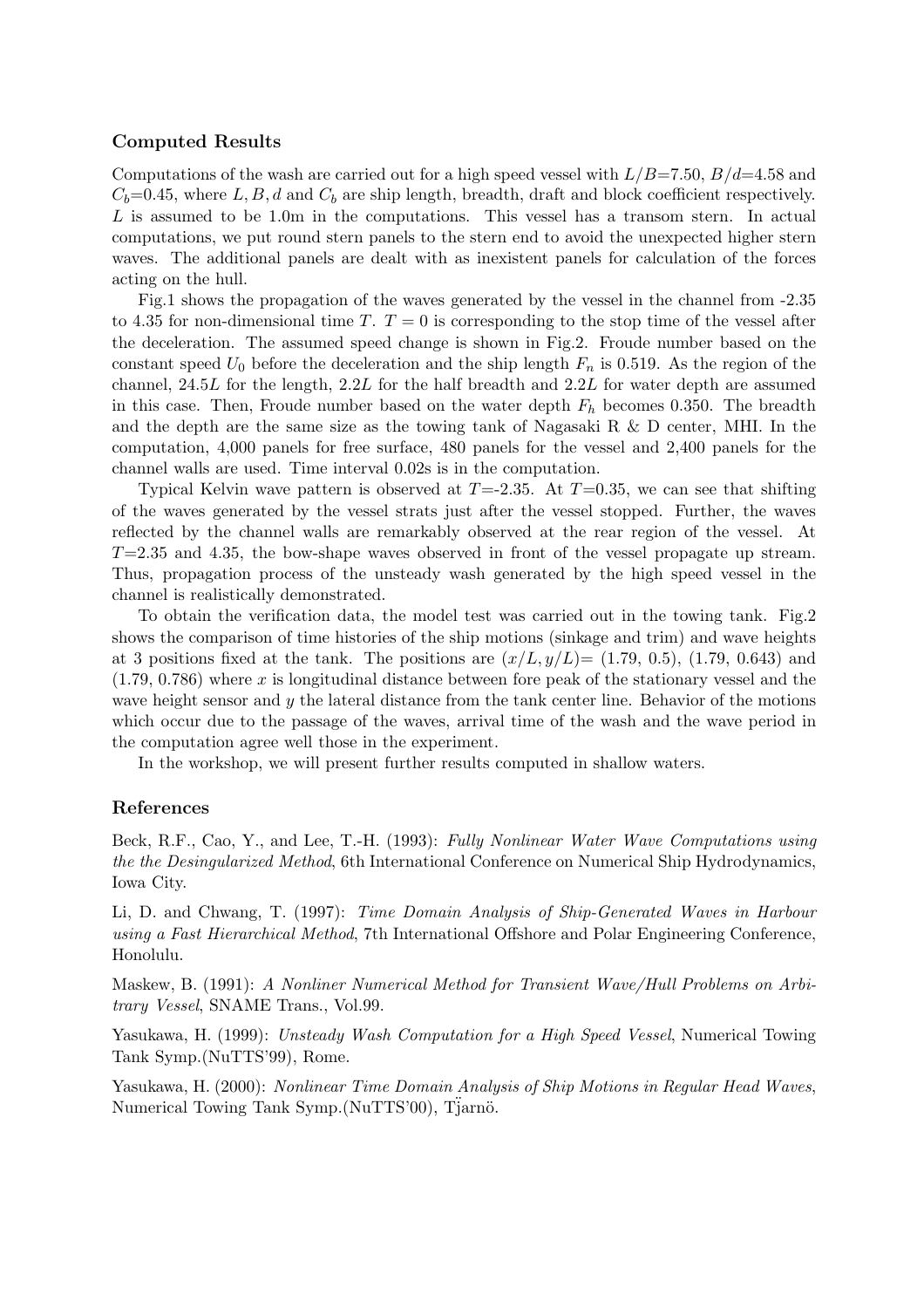### Computed Results

Computations of the wash are carried out for a high speed vessel with $L/B$=7.50, $B/d$=4.58 and $C_b$=0.45, where $L, B, d$ and $C_b$ are ship length, breadth, draft and block coefficient respectively. $L$ is assumed to be 1.0m in the computations. This vessel has a transom stern. In actual computations, we put round stern panels to the stern end to avoid the unexpected higher stern waves. The additional panels are dealt with as inexistent panels for calculation of the forces acting on the hull.

Fig.1 shows the propagation of the waves generated by the vessel in the channel from -2.35 to 4.35 for non-dimensional time $T$. $T = 0$ is corresponding to the stop time of the vessel after the deceleration. The assumed speed change is shown in Fig.2. Froude number based on the constant speed $U_0$ before the deceleration and the ship length $F_n$ is 0.519. As the region of the channel, 24.5$L$ for the length, 2.2$L$ for the half breadth and 2.2$L$ for water depth are assumed in this case. Then, Froude number based on the water depth $F_h$ becomes 0.350. The breadth and the depth are the same size as the towing tank of Nagasaki R & D center, MHI. In the computation, 4,000 panels for free surface, 480 panels for the vessel and 2,400 panels for the channel walls are used. Time interval 0.02s is in the computation.

Typical Kelvin wave pattern is observed at $T$=-2.35. At $T$=0.35, we can see that shifting of the waves generated by the vessel strats just after the vessel stopped. Further, the waves reflected by the channel walls are remarkably observed at the rear region of the vessel. At $T$=2.35 and 4.35, the bow-shape waves observed in front of the vessel propagate up stream. Thus, propagation process of the unsteady wash generated by the high speed vessel in the channel is realistically demonstrated.

To obtain the verification data, the model test was carried out in the towing tank. Fig.2 shows the comparison of time histories of the ship motions (sinkage and trim) and wave heights at 3 positions fixed at the tank. The positions are $(x/L, y/L)$= (1.79, 0.5), (1.79, 0.643) and (1.79, 0.786) where $x$ is longitudinal distance between fore peak of the stationary vessel and the wave height sensor and $y$ the lateral distance from the tank center line. Behavior of the motions which occur due to the passage of the waves, arrival time of the wash and the wave period in the computation agree well those in the experiment.

In the workshop, we will present further results computed in shallow waters.

### References

Beck, R.F., Cao, Y., and Lee, T.-H. (1993): *Fully Nonlinear Water Wave Computations using the the Desingularized Method*, 6th International Conference on Numerical Ship Hydrodynamics, Iowa City.

Li, D. and Chwang, T. (1997): *Time Domain Analysis of Ship-Generated Waves in Harbour using a Fast Hierarchical Method*, 7th International Offshore and Polar Engineering Conference, Honolulu.

Maskew, B. (1991): *A Nonliner Numerical Method for Transient Wave/Hull Problems on Arbitrary Vessel*, SNAME Trans., Vol.99.

Yasukawa, H. (1999): *Unsteady Wash Computation for a High Speed Vessel*, Numerical Towing Tank Symp.(NuTTS'99), Rome.

Yasukawa, H. (2000): *Nonlinear Time Domain Analysis of Ship Motions in Regular Head Waves*, Numerical Towing Tank Symp.(NuTTS'00), Tjärnö.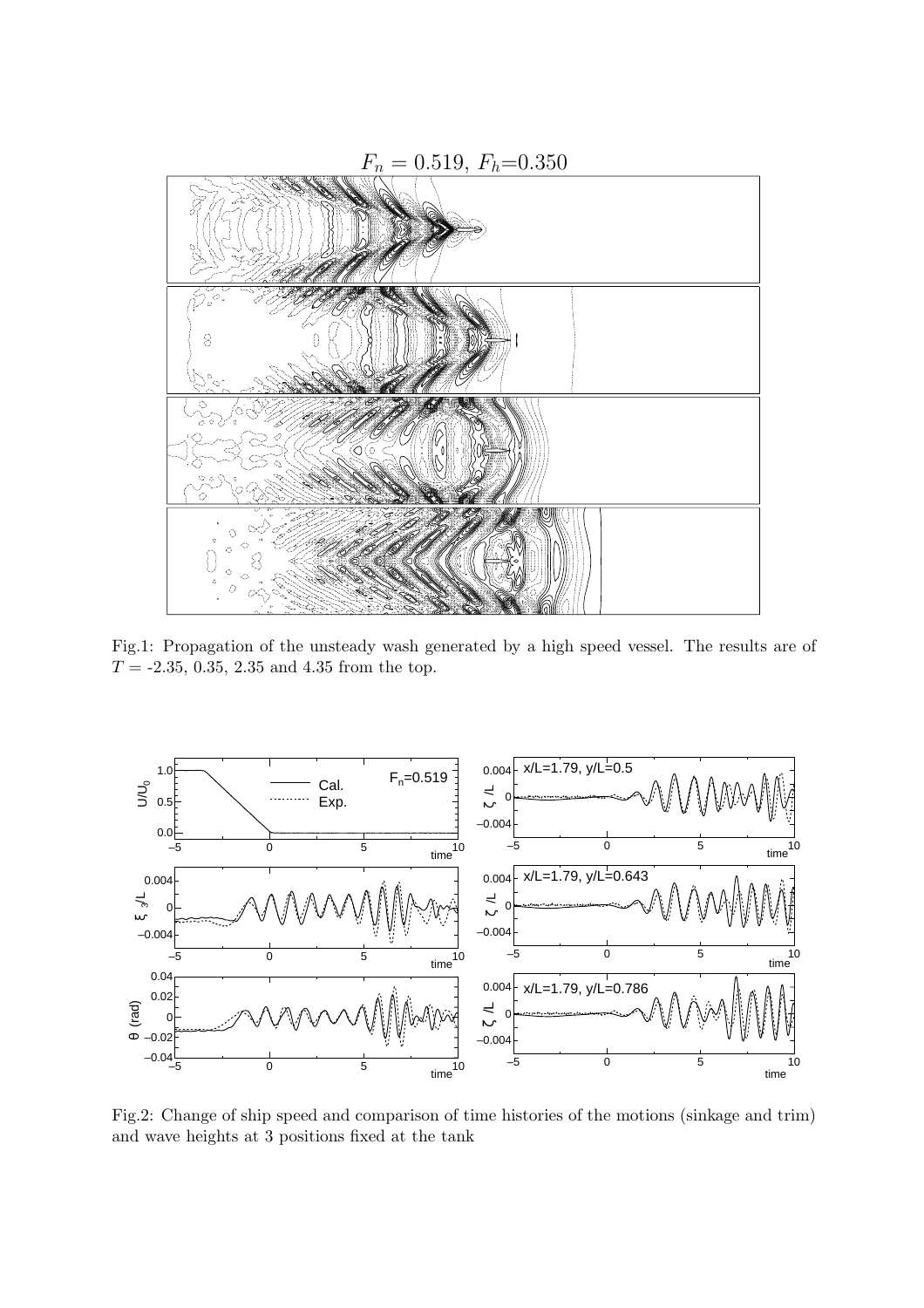$F_n = 0.519,\ F_h$=0.350

Fig.1: Propagation of the unsteady wash generated by a high speed vessel. The results are of $T$ = -2.35, 0.35, 2.35 and 4.35 from the top.

$U/U_0$

1.0

0.5

0.0

−5

0

5

10

time

Cal.

Exp.

$F_n$=0.519

$\xi_3/L$

0.004

0

−0.004

θ (rad)

0.04

0.02

0

−0.02

−0.04

x/L=1.79, y/L=0.5

x/L=1.79, y/L=0.643

x/L=1.79, y/L=0.786

ζ /L

Fig.2: Change of ship speed and comparison of time histories of the motions (sinkage and trim) and wave heights at 3 positions fixed at the tank